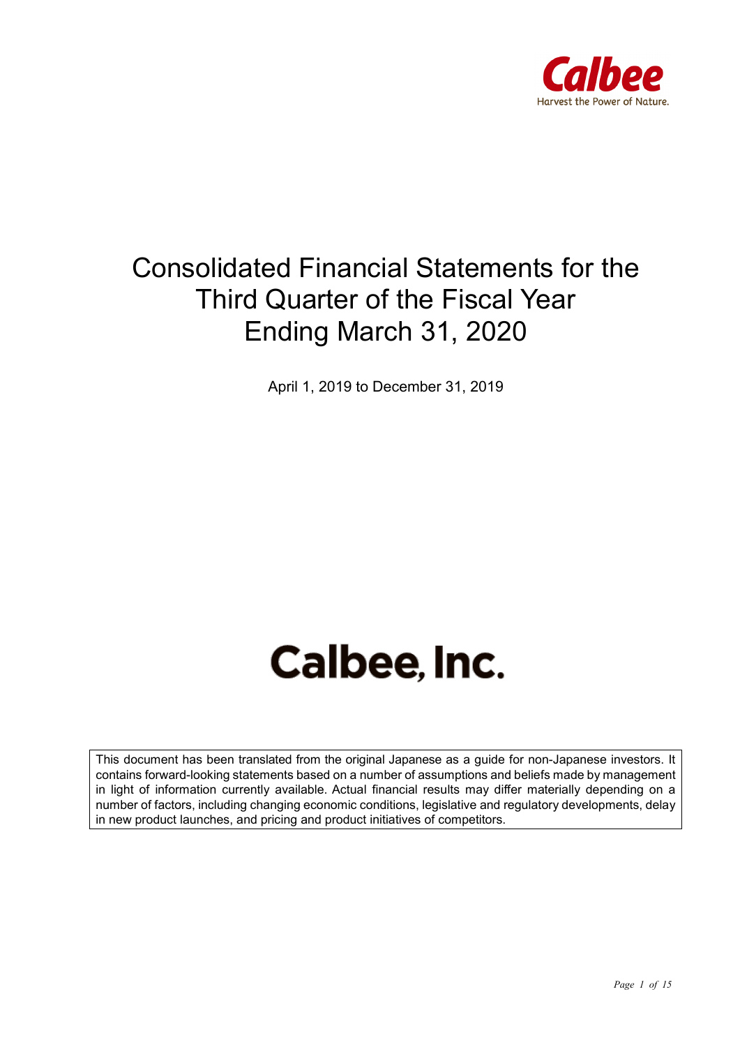Calbee

Harvest the Power of Nature.

# Consolidated Financial Statements for the Third Quarter of the Fiscal Year Ending March 31, 2020

April 1, 2019 to December 31, 2019

# Calbee, Inc.

This document has been translated from the original Japanese as a guide for non-Japanese investors. It contains forward-looking statements based on a number of assumptions and beliefs made by management in light of information currently available. Actual financial results may differ materially depending on a number of factors, including changing economic conditions, legislative and regulatory developments, delay in new product launches, and pricing and product initiatives of competitors.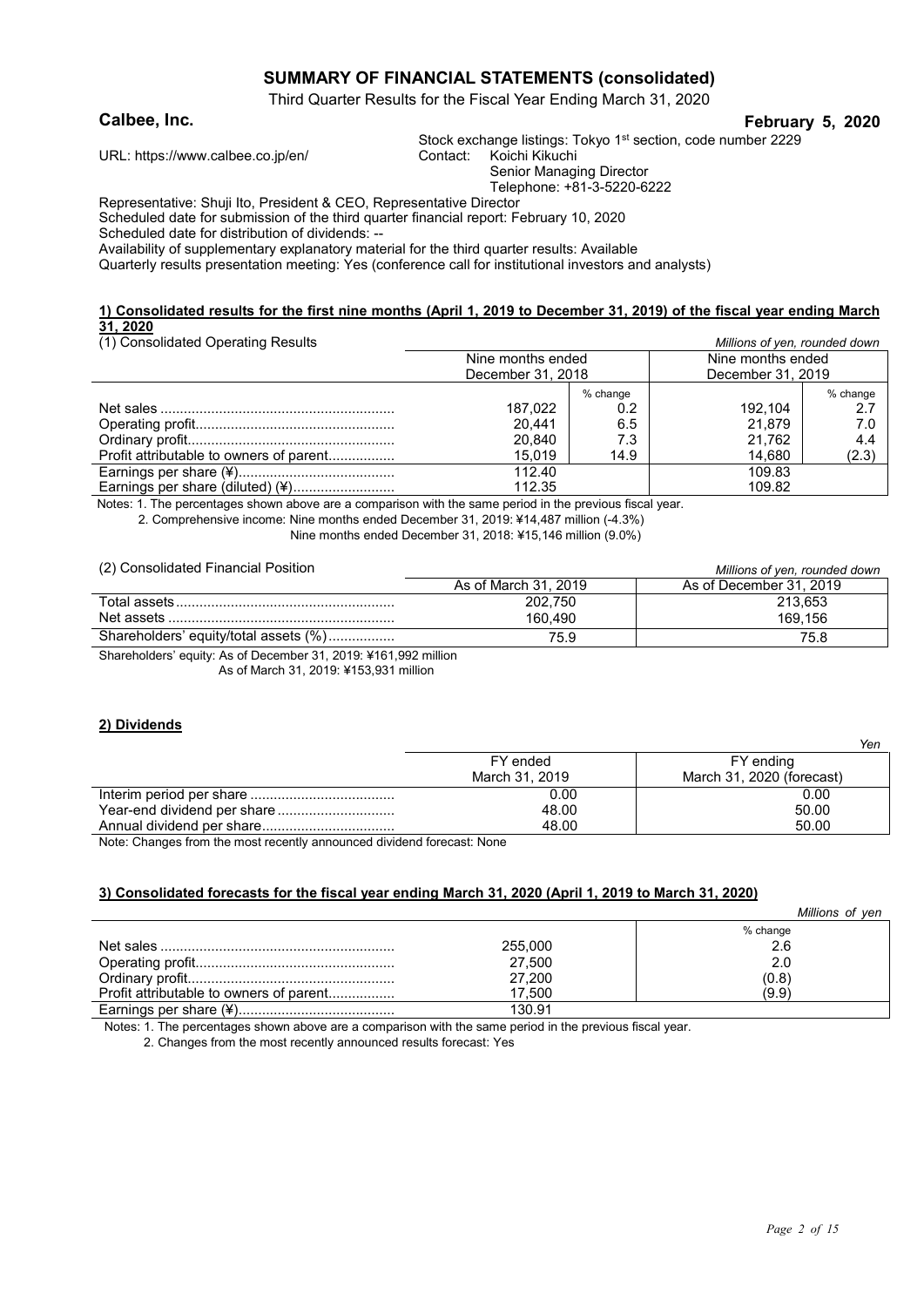# SUMMARY OF FINANCIAL STATEMENTS (consolidated)

Third Quarter Results for the Fiscal Year Ending March 31, 2020

**Calbee, Inc.** **February 5, 2020**

URL: https://www.calbee.co.jp/en/

Stock exchange listings: Tokyo 1st section, code number 2229
Contact: Koichi Kikuchi
Senior Managing Director
Telephone: +81-3-5220-6222

Representative: Shuji Ito, President & CEO, Representative Director
Scheduled date for submission of the third quarter financial report: February 10, 2020
Scheduled date for distribution of dividends: --
Availability of supplementary explanatory material for the third quarter results: Available
Quarterly results presentation meeting: Yes (conference call for institutional investors and analysts)

## 1) Consolidated results for the first nine months (April 1, 2019 to December 31, 2019) of the fiscal year ending March 31, 2020

(1) Consolidated Operating Results *Millions of yen, rounded down*

| | Nine months ended December 31, 2018 | | Nine months ended December 31, 2019 | |
|---|---|---|---|---|
| | | % change | | % change |
| Net sales | 187,022 | 0.2 | 192,104 | 2.7 |
| Operating profit | 20,441 | 6.5 | 21,879 | 7.0 |
| Ordinary profit | 20,840 | 7.3 | 21,762 | 4.4 |
| Profit attributable to owners of parent | 15,019 | 14.9 | 14,680 | (2.3) |
| Earnings per share (¥) | 112.40 | | 109.83 | |
| Earnings per share (diluted) (¥) | 112.35 | | 109.82 | |

Notes: 1. The percentages shown above are a comparison with the same period in the previous fiscal year.
2. Comprehensive income: Nine months ended December 31, 2019: ¥14,487 million (-4.3%)
Nine months ended December 31, 2018: ¥15,146 million (9.0%)

(2) Consolidated Financial Position *Millions of yen, rounded down*

| | As of March 31, 2019 | As of December 31, 2019 |
|---|---|---|
| Total assets | 202,750 | 213,653 |
| Net assets | 160,490 | 169,156 |
| Shareholders' equity/total assets (%) | 75.9 | 75.8 |

Shareholders' equity: As of December 31, 2019: ¥161,992 million
As of March 31, 2019: ¥153,931 million

## 2) Dividends

*Yen*

| | FY ended March 31, 2019 | FY ending March 31, 2020 (forecast) |
|---|---|---|
| Interim period per share | 0.00 | 0.00 |
| Year-end dividend per share | 48.00 | 50.00 |
| Annual dividend per share | 48.00 | 50.00 |

Note: Changes from the most recently announced dividend forecast: None

## 3) Consolidated forecasts for the fiscal year ending March 31, 2020 (April 1, 2019 to March 31, 2020)

*Millions of yen*

| | | % change |
|---|---|---|
| Net sales | 255,000 | 2.6 |
| Operating profit | 27,500 | 2.0 |
| Ordinary profit | 27,200 | (0.8) |
| Profit attributable to owners of parent | 17,500 | (9.9) |
| Earnings per share (¥) | 130.91 | |

Notes: 1. The percentages shown above are a comparison with the same period in the previous fiscal year.
2. Changes from the most recently announced results forecast: Yes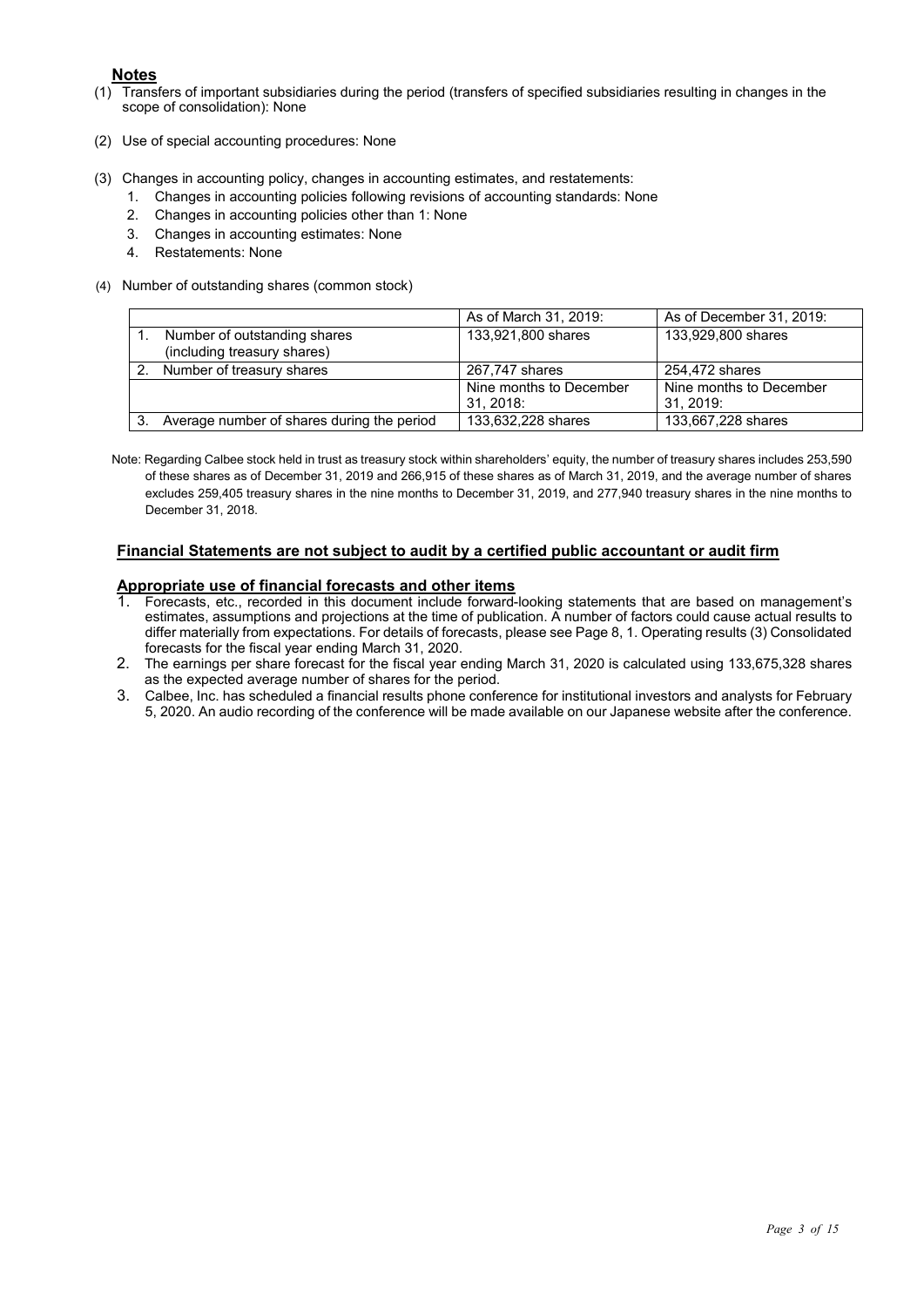## Notes

(1) Transfers of important subsidiaries during the period (transfers of specified subsidiaries resulting in changes in the scope of consolidation): None

(2) Use of special accounting procedures: None

(3) Changes in accounting policy, changes in accounting estimates, and restatements:
   1. Changes in accounting policies following revisions of accounting standards: None
   2. Changes in accounting policies other than 1: None
   3. Changes in accounting estimates: None
   4. Restatements: None

(4) Number of outstanding shares (common stock)

| | As of March 31, 2019: | As of December 31, 2019: |
|---|---|---|
| 1. Number of outstanding shares (including treasury shares) | 133,921,800 shares | 133,929,800 shares |
| 2. Number of treasury shares | 267,747 shares | 254,472 shares |
| | Nine months to December 31, 2018: | Nine months to December 31, 2019: |
| 3. Average number of shares during the period | 133,632,228 shares | 133,667,228 shares |

Note: Regarding Calbee stock held in trust as treasury stock within shareholders' equity, the number of treasury shares includes 253,590 of these shares as of December 31, 2019 and 266,915 of these shares as of March 31, 2019, and the average number of shares excludes 259,405 treasury shares in the nine months to December 31, 2019, and 277,940 treasury shares in the nine months to December 31, 2018.

## Financial Statements are not subject to audit by a certified public accountant or audit firm

## Appropriate use of financial forecasts and other items

1. Forecasts, etc., recorded in this document include forward-looking statements that are based on management's estimates, assumptions and projections at the time of publication. A number of factors could cause actual results to differ materially from expectations. For details of forecasts, please see Page 8, 1. Operating results (3) Consolidated forecasts for the fiscal year ending March 31, 2020.
2. The earnings per share forecast for the fiscal year ending March 31, 2020 is calculated using 133,675,328 shares as the expected average number of shares for the period.
3. Calbee, Inc. has scheduled a financial results phone conference for institutional investors and analysts for February 5, 2020. An audio recording of the conference will be made available on our Japanese website after the conference.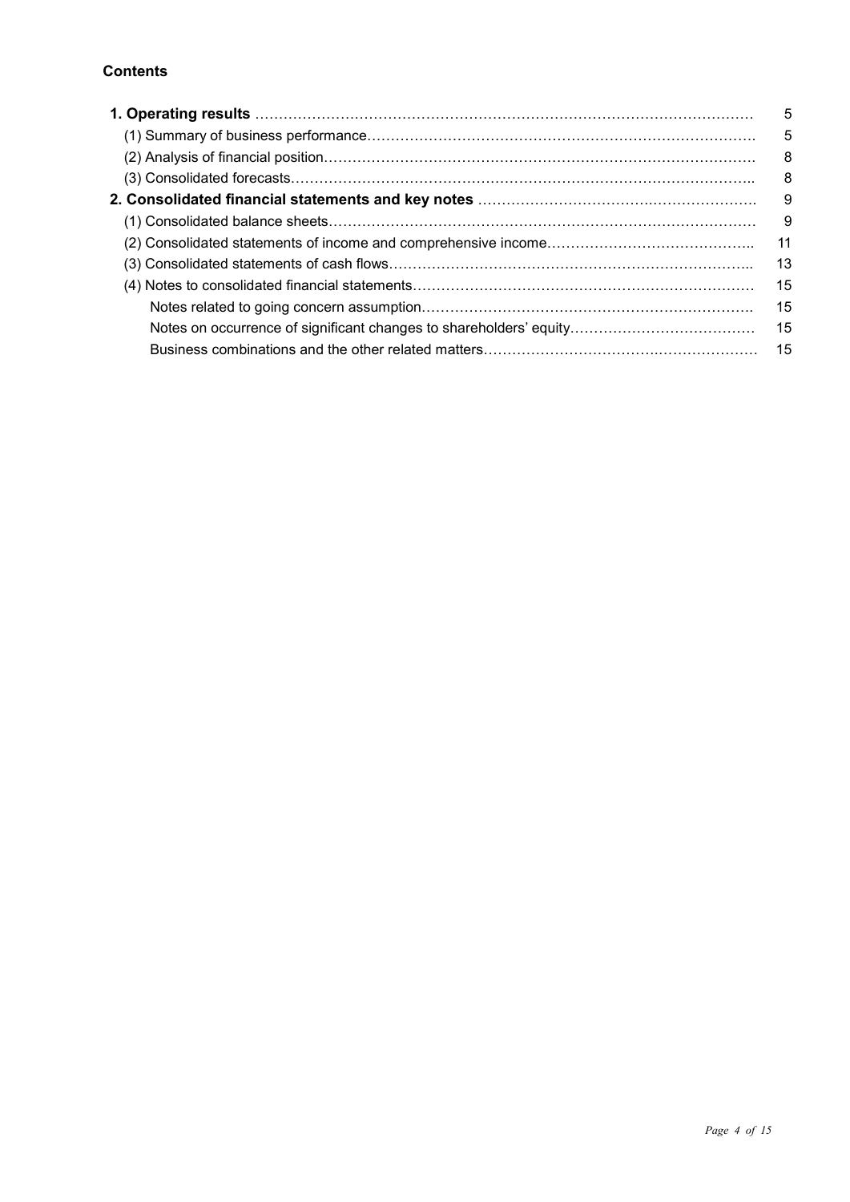**Contents**

| | |
|---|---|
| **1. Operating results** | 5 |
| (1) Summary of business performance | 5 |
| (2) Analysis of financial position | 8 |
| (3) Consolidated forecasts | 8 |
| **2. Consolidated financial statements and key notes** | 9 |
| (1) Consolidated balance sheets | 9 |
| (2) Consolidated statements of income and comprehensive income | 11 |
| (3) Consolidated statements of cash flows | 13 |
| (4) Notes to consolidated financial statements | 15 |
| Notes related to going concern assumption | 15 |
| Notes on occurrence of significant changes to shareholders' equity | 15 |
| Business combinations and the other related matters | 15 |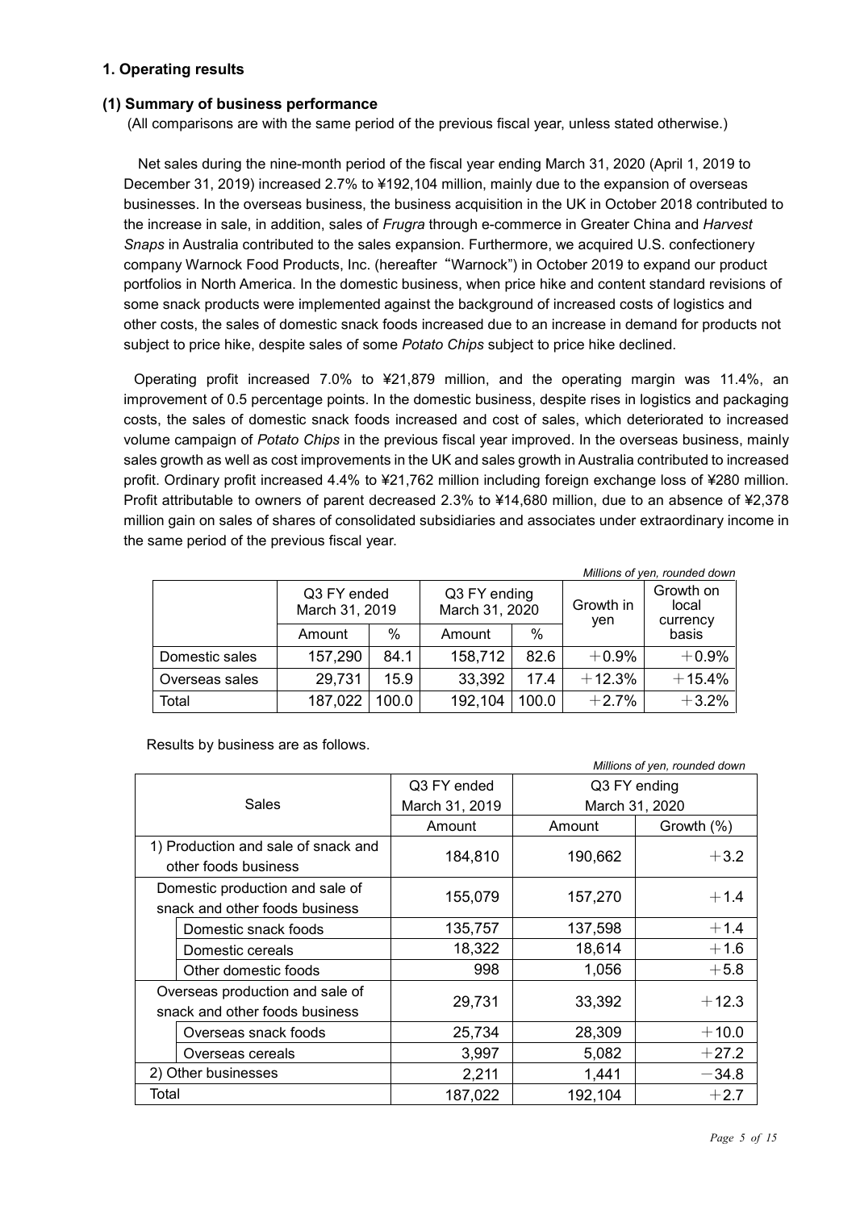## 1. Operating results

### (1) Summary of business performance

(All comparisons are with the same period of the previous fiscal year, unless stated otherwise.)

Net sales during the nine-month period of the fiscal year ending March 31, 2020 (April 1, 2019 to December 31, 2019) increased 2.7% to ¥192,104 million, mainly due to the expansion of overseas businesses. In the overseas business, the business acquisition in the UK in October 2018 contributed to the increase in sale, in addition, sales of *Frugra* through e-commerce in Greater China and *Harvest Snaps* in Australia contributed to the sales expansion. Furthermore, we acquired U.S. confectionery company Warnock Food Products, Inc. (hereafter "Warnock") in October 2019 to expand our product portfolios in North America. In the domestic business, when price hike and content standard revisions of some snack products were implemented against the background of increased costs of logistics and other costs, the sales of domestic snack foods increased due to an increase in demand for products not subject to price hike, despite sales of some *Potato Chips* subject to price hike declined.

Operating profit increased 7.0% to ¥21,879 million, and the operating margin was 11.4%, an improvement of 0.5 percentage points. In the domestic business, despite rises in logistics and packaging costs, the sales of domestic snack foods increased and cost of sales, which deteriorated to increased volume campaign of *Potato Chips* in the previous fiscal year improved. In the overseas business, mainly sales growth as well as cost improvements in the UK and sales growth in Australia contributed to increased profit. Ordinary profit increased 4.4% to ¥21,762 million including foreign exchange loss of ¥280 million. Profit attributable to owners of parent decreased 2.3% to ¥14,680 million, due to an absence of ¥2,378 million gain on sales of shares of consolidated subsidiaries and associates under extraordinary income in the same period of the previous fiscal year.

*Millions of yen, rounded down*

| | Q3 FY ended March 31, 2019 | | Q3 FY ending March 31, 2020 | | Growth in yen | Growth on local currency basis |
|---|---|---|---|---|---|---|
| | Amount | % | Amount | % | | |
| Domestic sales | 157,290 | 84.1 | 158,712 | 82.6 | +0.9% | +0.9% |
| Overseas sales | 29,731 | 15.9 | 33,392 | 17.4 | +12.3% | +15.4% |
| Total | 187,022 | 100.0 | 192,104 | 100.0 | +2.7% | +3.2% |

Results by business are as follows.

*Millions of yen, rounded down*

| Sales | Q3 FY ended March 31, 2019 | Q3 FY ending March 31, 2020 | |
|---|---|---|---|
| | Amount | Amount | Growth (%) |
| 1) Production and sale of snack and other foods business | 184,810 | 190,662 | +3.2 |
| Domestic production and sale of snack and other foods business | 155,079 | 157,270 | +1.4 |
| Domestic snack foods | 135,757 | 137,598 | +1.4 |
| Domestic cereals | 18,322 | 18,614 | +1.6 |
| Other domestic foods | 998 | 1,056 | +5.8 |
| Overseas production and sale of snack and other foods business | 29,731 | 33,392 | +12.3 |
| Overseas snack foods | 25,734 | 28,309 | +10.0 |
| Overseas cereals | 3,997 | 5,082 | +27.2 |
| 2) Other businesses | 2,211 | 1,441 | −34.8 |
| Total | 187,022 | 192,104 | +2.7 |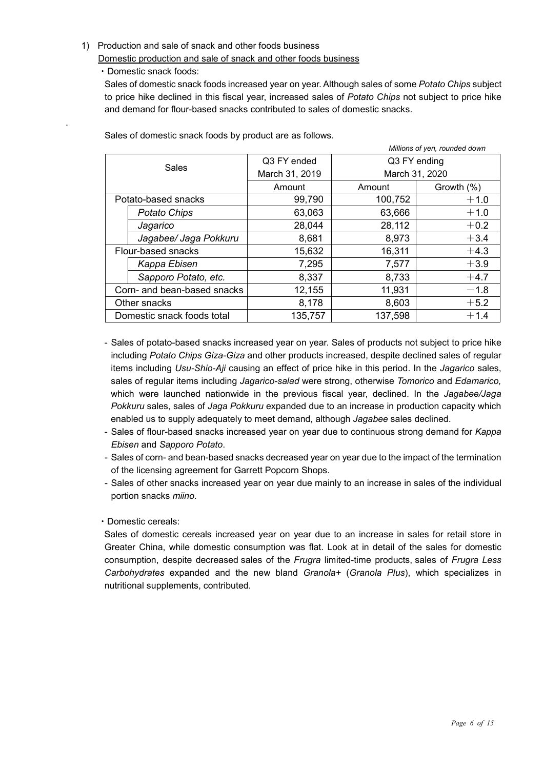1) Production and sale of snack and other foods business

Domestic production and sale of snack and other foods business

・Domestic snack foods:

Sales of domestic snack foods increased year on year. Although sales of some *Potato Chips* subject to price hike declined in this fiscal year, increased sales of *Potato Chips* not subject to price hike and demand for flour-based snacks contributed to sales of domestic snacks.

.

Sales of domestic snack foods by product are as follows.

*Millions of yen, rounded down*

| Sales | Q3 FY ended March 31, 2019 | Q3 FY ending March 31, 2020 | |
|---|---|---|---|
| | Amount | Amount | Growth (%) |
| Potato-based snacks | 99,790 | 100,752 | +1.0 |
| *Potato Chips* | 63,063 | 63,666 | +1.0 |
| *Jagarico* | 28,044 | 28,112 | +0.2 |
| *Jagabee/ Jaga Pokkuru* | 8,681 | 8,973 | +3.4 |
| Flour-based snacks | 15,632 | 16,311 | +4.3 |
| *Kappa Ebisen* | 7,295 | 7,577 | +3.9 |
| *Sapporo Potato, etc.* | 8,337 | 8,733 | +4.7 |
| Corn- and bean-based snacks | 12,155 | 11,931 | −1.8 |
| Other snacks | 8,178 | 8,603 | +5.2 |
| Domestic snack foods total | 135,757 | 137,598 | +1.4 |

- Sales of potato-based snacks increased year on year. Sales of products not subject to price hike including *Potato Chips Giza-Giza* and other products increased, despite declined sales of regular items including *Usu-Shio-Aji* causing an effect of price hike in this period. In the *Jagarico* sales, sales of regular items including *Jagarico-salad* were strong, otherwise *Tomorico* and *Edamarico,* which were launched nationwide in the previous fiscal year, declined. In the *Jagabee/Jaga Pokkuru* sales, sales of *Jaga Pokkuru* expanded due to an increase in production capacity which enabled us to supply adequately to meet demand, although *Jagabee* sales declined.
- Sales of flour-based snacks increased year on year due to continuous strong demand for *Kappa Ebisen* and *Sapporo Potato*.
- Sales of corn- and bean-based snacks decreased year on year due to the impact of the termination of the licensing agreement for Garrett Popcorn Shops.
- Sales of other snacks increased year on year due mainly to an increase in sales of the individual portion snacks *miino*.

・Domestic cereals:

Sales of domestic cereals increased year on year due to an increase in sales for retail store in Greater China, while domestic consumption was flat. Look at in detail of the sales for domestic consumption, despite decreased sales of the *Frugra* limited-time products, sales of *Frugra Less Carbohydrates* expanded and the new bland *Granola+* (*Granola Plus*), which specializes in nutritional supplements, contributed.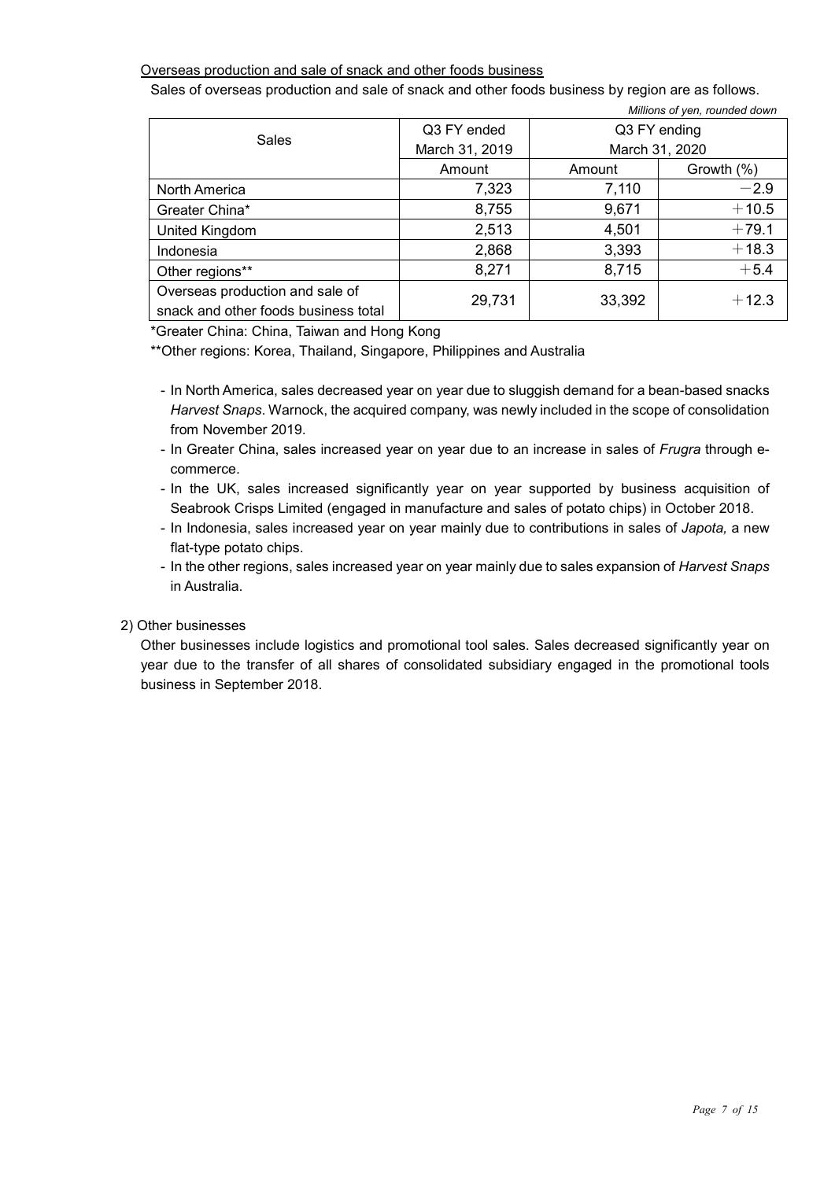Overseas production and sale of snack and other foods business

Sales of overseas production and sale of snack and other foods business by region are as follows.

*Millions of yen, rounded down*

| Sales | Q3 FY ended March 31, 2019 | Q3 FY ending March 31, 2020 | |
|---|---|---|---|
| | Amount | Amount | Growth (%) |
| North America | 7,323 | 7,110 | −2.9 |
| Greater China* | 8,755 | 9,671 | +10.5 |
| United Kingdom | 2,513 | 4,501 | +79.1 |
| Indonesia | 2,868 | 3,393 | +18.3 |
| Other regions** | 8,271 | 8,715 | +5.4 |
| Overseas production and sale of snack and other foods business total | 29,731 | 33,392 | +12.3 |

*Greater China: China, Taiwan and Hong Kong

**Other regions: Korea, Thailand, Singapore, Philippines and Australia

- In North America, sales decreased year on year due to sluggish demand for a bean-based snacks *Harvest Snaps*. Warnock, the acquired company, was newly included in the scope of consolidation from November 2019.
- In Greater China, sales increased year on year due to an increase in sales of *Frugra* through e-commerce.
- In the UK, sales increased significantly year on year supported by business acquisition of Seabrook Crisps Limited (engaged in manufacture and sales of potato chips) in October 2018.
- In Indonesia, sales increased year on year mainly due to contributions in sales of *Japota,* a new flat-type potato chips.
- In the other regions, sales increased year on year mainly due to sales expansion of *Harvest Snaps* in Australia.

2) Other businesses

Other businesses include logistics and promotional tool sales. Sales decreased significantly year on year due to the transfer of all shares of consolidated subsidiary engaged in the promotional tools business in September 2018.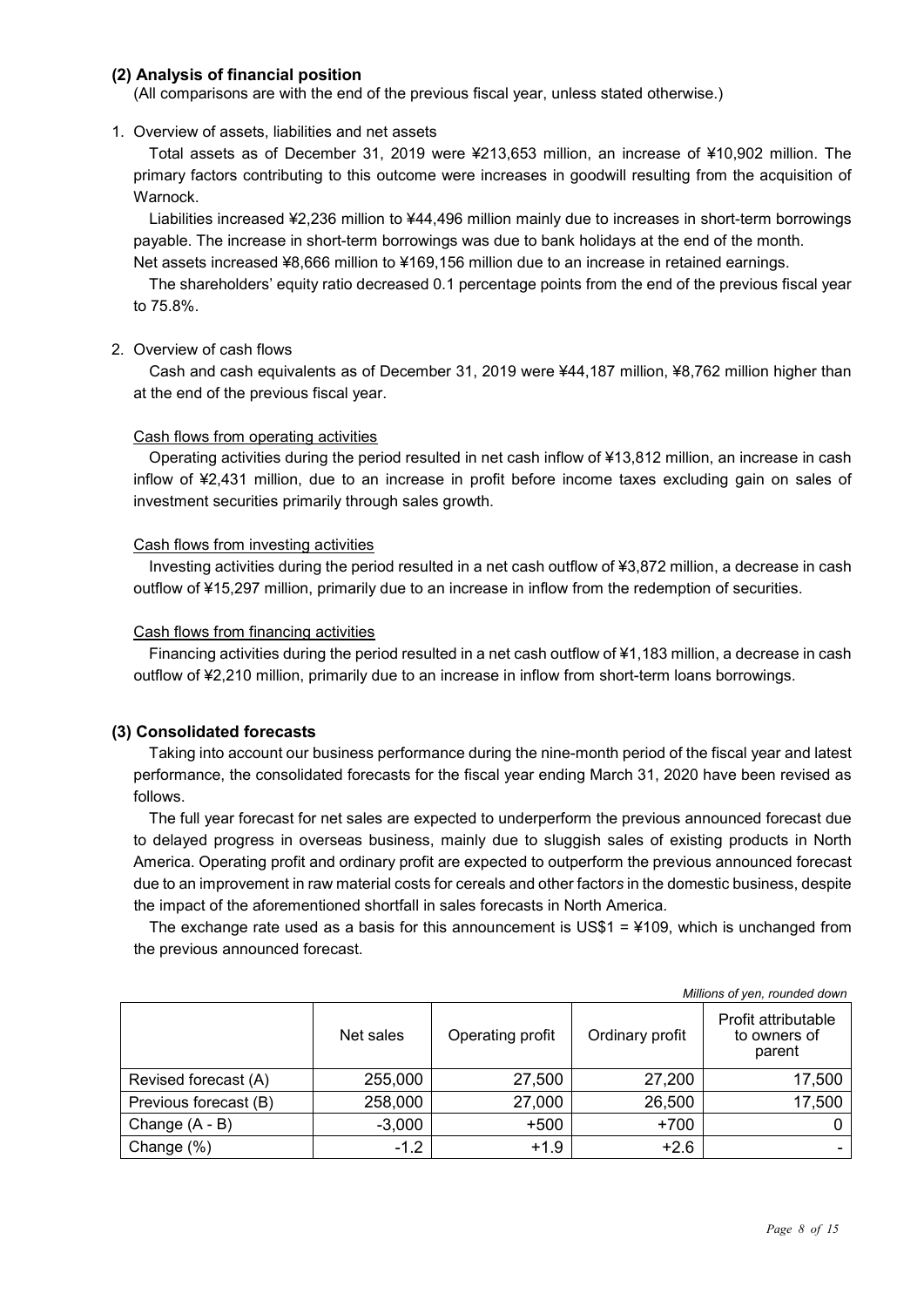## (2) Analysis of financial position

(All comparisons are with the end of the previous fiscal year, unless stated otherwise.)

1. Overview of assets, liabilities and net assets

Total assets as of December 31, 2019 were ¥213,653 million, an increase of ¥10,902 million. The primary factors contributing to this outcome were increases in goodwill resulting from the acquisition of Warnock.

Liabilities increased ¥2,236 million to ¥44,496 million mainly due to increases in short-term borrowings payable. The increase in short-term borrowings was due to bank holidays at the end of the month.

Net assets increased ¥8,666 million to ¥169,156 million due to an increase in retained earnings.

The shareholders' equity ratio decreased 0.1 percentage points from the end of the previous fiscal year to 75.8%.

2. Overview of cash flows

Cash and cash equivalents as of December 31, 2019 were ¥44,187 million, ¥8,762 million higher than at the end of the previous fiscal year.

Cash flows from operating activities

Operating activities during the period resulted in net cash inflow of ¥13,812 million, an increase in cash inflow of ¥2,431 million, due to an increase in profit before income taxes excluding gain on sales of investment securities primarily through sales growth.

Cash flows from investing activities

Investing activities during the period resulted in a net cash outflow of ¥3,872 million, a decrease in cash outflow of ¥15,297 million, primarily due to an increase in inflow from the redemption of securities.

Cash flows from financing activities

Financing activities during the period resulted in a net cash outflow of ¥1,183 million, a decrease in cash outflow of ¥2,210 million, primarily due to an increase in inflow from short-term loans borrowings.

## (3) Consolidated forecasts

Taking into account our business performance during the nine-month period of the fiscal year and latest performance, the consolidated forecasts for the fiscal year ending March 31, 2020 have been revised as follows.

The full year forecast for net sales are expected to underperform the previous announced forecast due to delayed progress in overseas business, mainly due to sluggish sales of existing products in North America. Operating profit and ordinary profit are expected to outperform the previous announced forecast due to an improvement in raw material costs for cereals and other factors in the domestic business, despite the impact of the aforementioned shortfall in sales forecasts in North America.

The exchange rate used as a basis for this announcement is US$1 = ¥109, which is unchanged from the previous announced forecast.

*Millions of yen, rounded down*

| | Net sales | Operating profit | Ordinary profit | Profit attributable to owners of parent |
|---|---|---|---|---|
| Revised forecast (A) | 255,000 | 27,500 | 27,200 | 17,500 |
| Previous forecast (B) | 258,000 | 27,000 | 26,500 | 17,500 |
| Change (A - B) | -3,000 | +500 | +700 | 0 |
| Change (%) | -1.2 | +1.9 | +2.6 | - |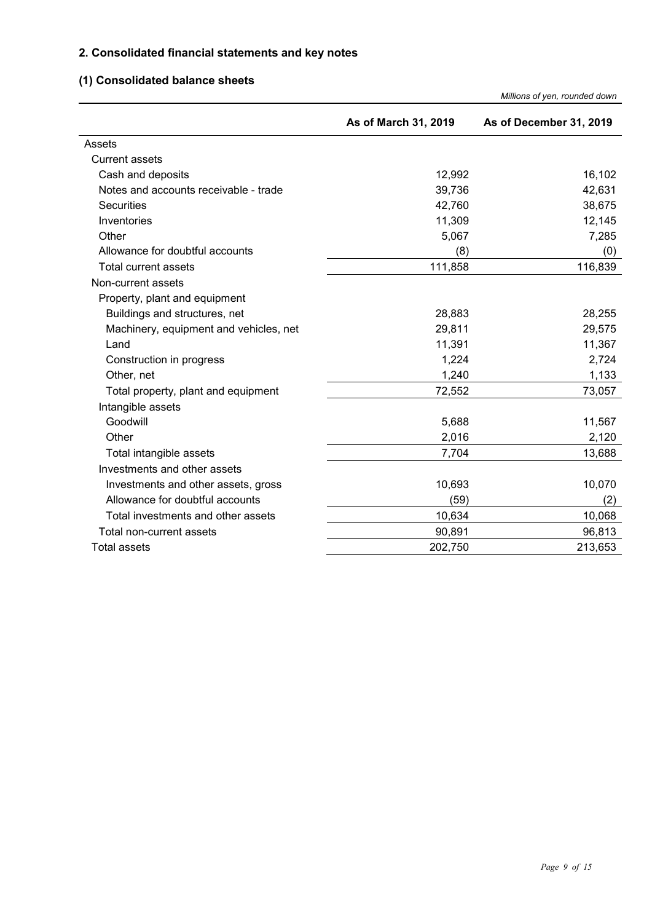## 2. Consolidated financial statements and key notes

### (1) Consolidated balance sheets

*Millions of yen, rounded down*

| | As of March 31, 2019 | As of December 31, 2019 |
|---|---|---|
| Assets | | |
| Current assets | | |
| Cash and deposits | 12,992 | 16,102 |
| Notes and accounts receivable - trade | 39,736 | 42,631 |
| Securities | 42,760 | 38,675 |
| Inventories | 11,309 | 12,145 |
| Other | 5,067 | 7,285 |
| Allowance for doubtful accounts | (8) | (0) |
| Total current assets | 111,858 | 116,839 |
| Non-current assets | | |
| Property, plant and equipment | | |
| Buildings and structures, net | 28,883 | 28,255 |
| Machinery, equipment and vehicles, net | 29,811 | 29,575 |
| Land | 11,391 | 11,367 |
| Construction in progress | 1,224 | 2,724 |
| Other, net | 1,240 | 1,133 |
| Total property, plant and equipment | 72,552 | 73,057 |
| Intangible assets | | |
| Goodwill | 5,688 | 11,567 |
| Other | 2,016 | 2,120 |
| Total intangible assets | 7,704 | 13,688 |
| Investments and other assets | | |
| Investments and other assets, gross | 10,693 | 10,070 |
| Allowance for doubtful accounts | (59) | (2) |
| Total investments and other assets | 10,634 | 10,068 |
| Total non-current assets | 90,891 | 96,813 |
| Total assets | 202,750 | 213,653 |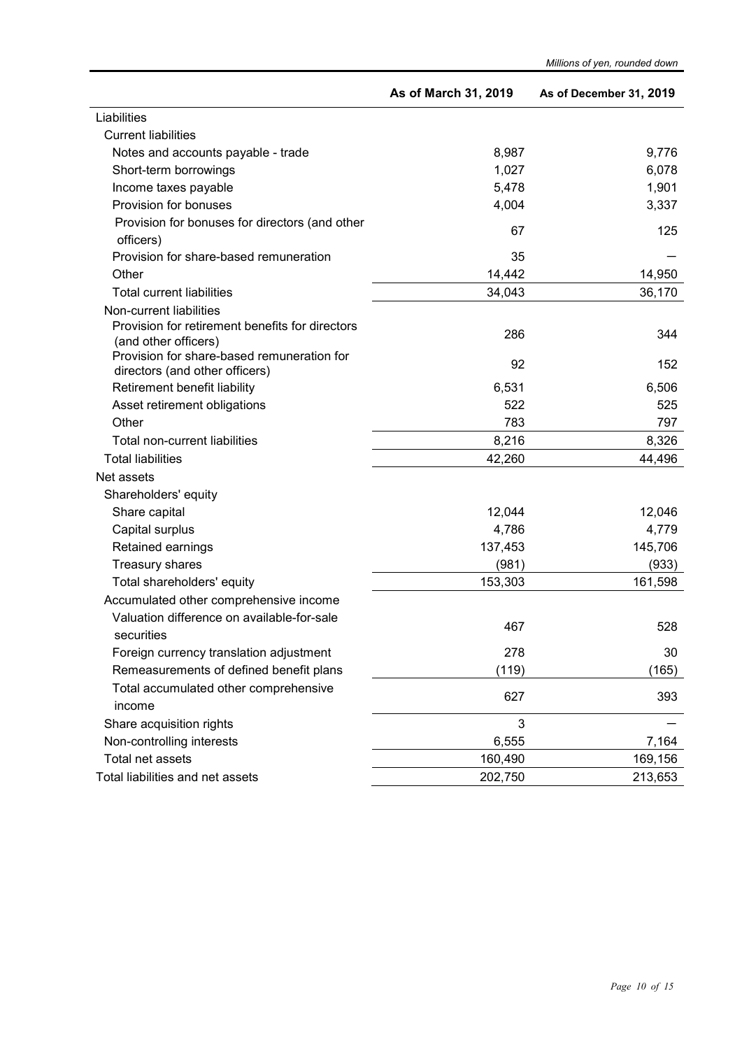*Millions of yen, rounded down*

| | As of March 31, 2019 | As of December 31, 2019 |
|---|---|---|
| Liabilities | | |
| Current liabilities | | |
| Notes and accounts payable - trade | 8,987 | 9,776 |
| Short-term borrowings | 1,027 | 6,078 |
| Income taxes payable | 5,478 | 1,901 |
| Provision for bonuses | 4,004 | 3,337 |
| Provision for bonuses for directors (and other officers) | 67 | 125 |
| Provision for share-based remuneration | 35 | — |
| Other | 14,442 | 14,950 |
| Total current liabilities | 34,043 | 36,170 |
| Non-current liabilities | | |
| Provision for retirement benefits for directors (and other officers) | 286 | 344 |
| Provision for share-based remuneration for directors (and other officers) | 92 | 152 |
| Retirement benefit liability | 6,531 | 6,506 |
| Asset retirement obligations | 522 | 525 |
| Other | 783 | 797 |
| Total non-current liabilities | 8,216 | 8,326 |
| Total liabilities | 42,260 | 44,496 |
| Net assets | | |
| Shareholders' equity | | |
| Share capital | 12,044 | 12,046 |
| Capital surplus | 4,786 | 4,779 |
| Retained earnings | 137,453 | 145,706 |
| Treasury shares | (981) | (933) |
| Total shareholders' equity | 153,303 | 161,598 |
| Accumulated other comprehensive income | | |
| Valuation difference on available-for-sale securities | 467 | 528 |
| Foreign currency translation adjustment | 278 | 30 |
| Remeasurements of defined benefit plans | (119) | (165) |
| Total accumulated other comprehensive income | 627 | 393 |
| Share acquisition rights | 3 | — |
| Non-controlling interests | 6,555 | 7,164 |
| Total net assets | 160,490 | 169,156 |
| Total liabilities and net assets | 202,750 | 213,653 |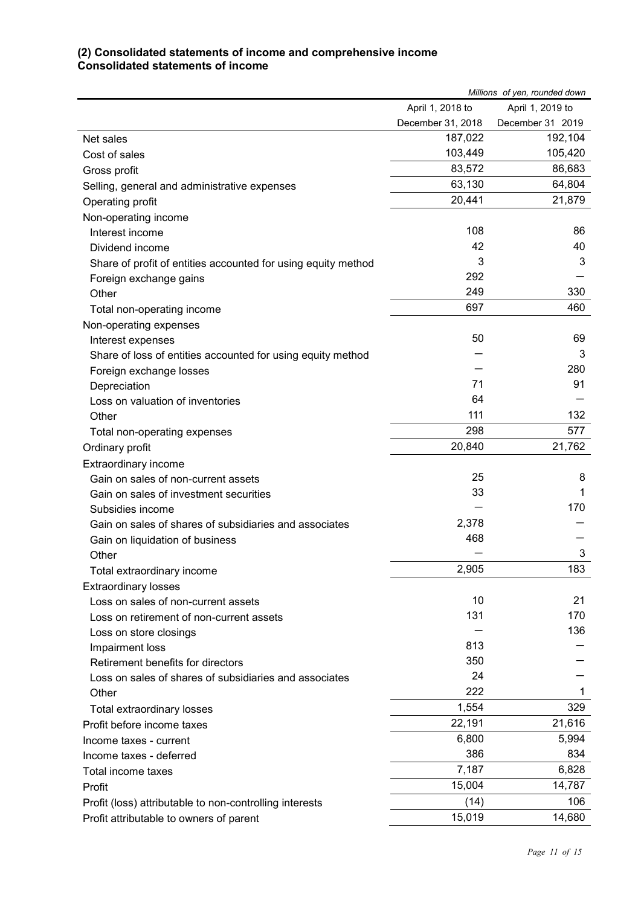### (2) Consolidated statements of income and comprehensive income

### Consolidated statements of income

*Millions of yen, rounded down*

| | April 1, 2018 to December 31, 2018 | April 1, 2019 to December 31 2019 |
|---|---|---|
| Net sales | 187,022 | 192,104 |
| Cost of sales | 103,449 | 105,420 |
| Gross profit | 83,572 | 86,683 |
| Selling, general and administrative expenses | 63,130 | 64,804 |
| Operating profit | 20,441 | 21,879 |
| Non-operating income | | |
| Interest income | 108 | 86 |
| Dividend income | 42 | 40 |
| Share of profit of entities accounted for using equity method | 3 | 3 |
| Foreign exchange gains | 292 | — |
| Other | 249 | 330 |
| Total non-operating income | 697 | 460 |
| Non-operating expenses | | |
| Interest expenses | 50 | 69 |
| Share of loss of entities accounted for using equity method | — | 3 |
| Foreign exchange losses | — | 280 |
| Depreciation | 71 | 91 |
| Loss on valuation of inventories | 64 | — |
| Other | 111 | 132 |
| Total non-operating expenses | 298 | 577 |
| Ordinary profit | 20,840 | 21,762 |
| Extraordinary income | | |
| Gain on sales of non-current assets | 25 | 8 |
| Gain on sales of investment securities | 33 | 1 |
| Subsidies income | — | 170 |
| Gain on sales of shares of subsidiaries and associates | 2,378 | — |
| Gain on liquidation of business | 468 | — |
| Other | — | 3 |
| Total extraordinary income | 2,905 | 183 |
| Extraordinary losses | | |
| Loss on sales of non-current assets | 10 | 21 |
| Loss on retirement of non-current assets | 131 | 170 |
| Loss on store closings | — | 136 |
| Impairment loss | 813 | — |
| Retirement benefits for directors | 350 | — |
| Loss on sales of shares of subsidiaries and associates | 24 | — |
| Other | 222 | 1 |
| Total extraordinary losses | 1,554 | 329 |
| Profit before income taxes | 22,191 | 21,616 |
| Income taxes - current | 6,800 | 5,994 |
| Income taxes - deferred | 386 | 834 |
| Total income taxes | 7,187 | 6,828 |
| Profit | 15,004 | 14,787 |
| Profit (loss) attributable to non-controlling interests | (14) | 106 |
| Profit attributable to owners of parent | 15,019 | 14,680 |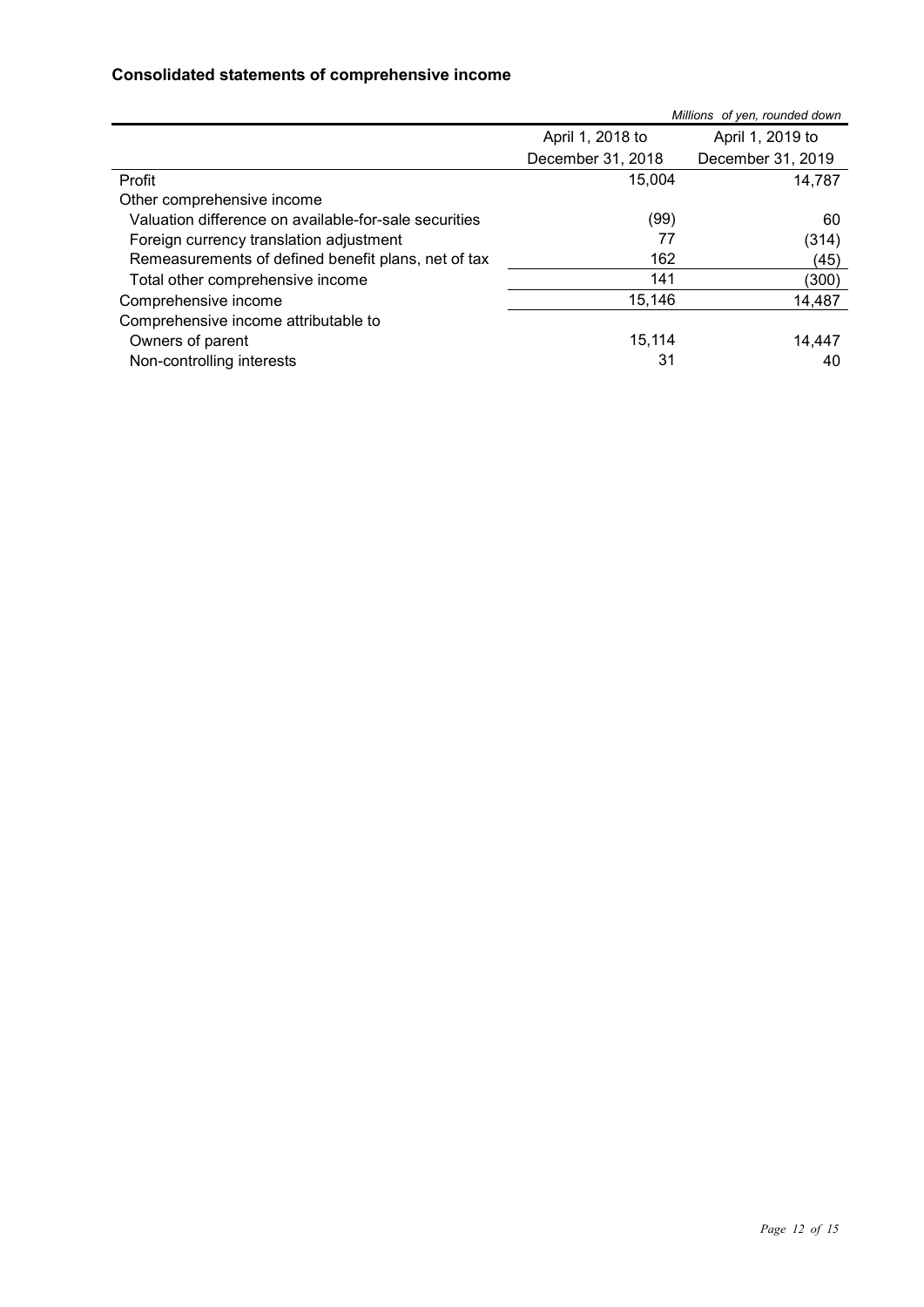## Consolidated statements of comprehensive income

*Millions of yen, rounded down*

| | April 1, 2018 to December 31, 2018 | April 1, 2019 to December 31, 2019 |
|---|---|---|
| Profit | 15,004 | 14,787 |
| Other comprehensive income | | |
| Valuation difference on available-for-sale securities | (99) | 60 |
| Foreign currency translation adjustment | 77 | (314) |
| Remeasurements of defined benefit plans, net of tax | 162 | (45) |
| Total other comprehensive income | 141 | (300) |
| Comprehensive income | 15,146 | 14,487 |
| Comprehensive income attributable to | | |
| Owners of parent | 15,114 | 14,447 |
| Non-controlling interests | 31 | 40 |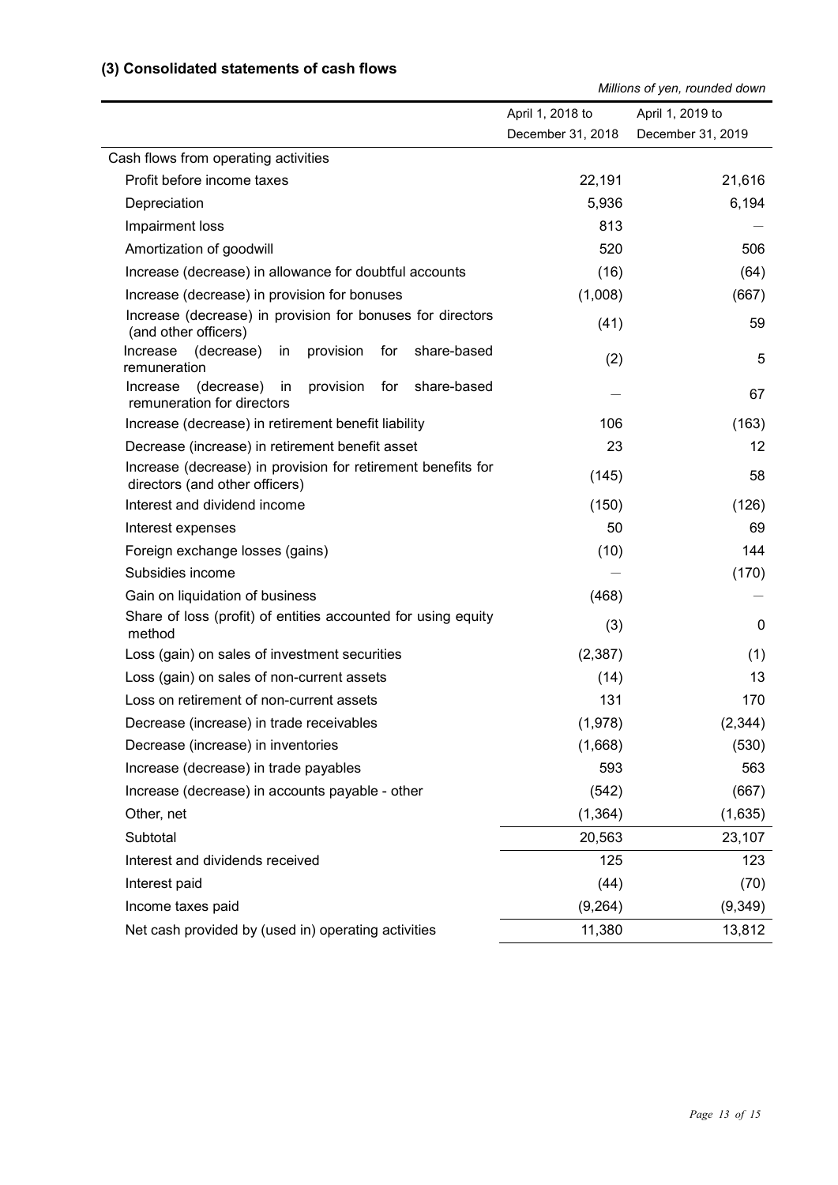### (3) Consolidated statements of cash flows

*Millions of yen, rounded down*

| | April 1, 2018 to December 31, 2018 | April 1, 2019 to December 31, 2019 |
|---|---|---|
| Cash flows from operating activities | | |
| Profit before income taxes | 22,191 | 21,616 |
| Depreciation | 5,936 | 6,194 |
| Impairment loss | 813 | — |
| Amortization of goodwill | 520 | 506 |
| Increase (decrease) in allowance for doubtful accounts | (16) | (64) |
| Increase (decrease) in provision for bonuses | (1,008) | (667) |
| Increase (decrease) in provision for bonuses for directors (and other officers) | (41) | 59 |
| Increase (decrease) in provision for share-based remuneration | (2) | 5 |
| Increase (decrease) in provision for share-based remuneration for directors | — | 67 |
| Increase (decrease) in retirement benefit liability | 106 | (163) |
| Decrease (increase) in retirement benefit asset | 23 | 12 |
| Increase (decrease) in provision for retirement benefits for directors (and other officers) | (145) | 58 |
| Interest and dividend income | (150) | (126) |
| Interest expenses | 50 | 69 |
| Foreign exchange losses (gains) | (10) | 144 |
| Subsidies income | — | (170) |
| Gain on liquidation of business | (468) | — |
| Share of loss (profit) of entities accounted for using equity method | (3) | 0 |
| Loss (gain) on sales of investment securities | (2,387) | (1) |
| Loss (gain) on sales of non-current assets | (14) | 13 |
| Loss on retirement of non-current assets | 131 | 170 |
| Decrease (increase) in trade receivables | (1,978) | (2,344) |
| Decrease (increase) in inventories | (1,668) | (530) |
| Increase (decrease) in trade payables | 593 | 563 |
| Increase (decrease) in accounts payable - other | (542) | (667) |
| Other, net | (1,364) | (1,635) |
| Subtotal | 20,563 | 23,107 |
| Interest and dividends received | 125 | 123 |
| Interest paid | (44) | (70) |
| Income taxes paid | (9,264) | (9,349) |
| Net cash provided by (used in) operating activities | 11,380 | 13,812 |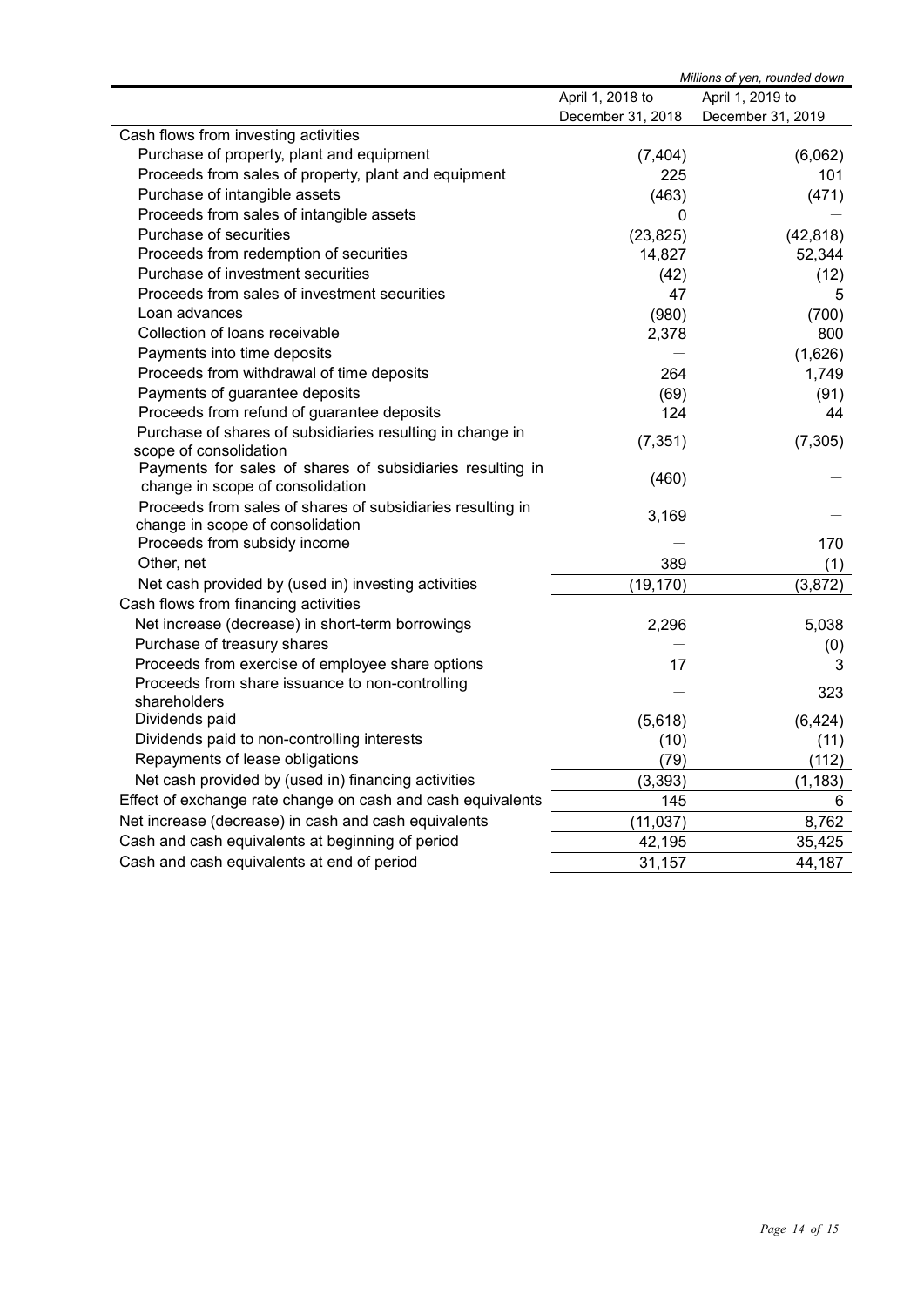*Millions of yen, rounded down*

| | April 1, 2018 to December 31, 2018 | April 1, 2019 to December 31, 2019 |
|---|---|---|
| Cash flows from investing activities | | |
| Purchase of property, plant and equipment | (7,404) | (6,062) |
| Proceeds from sales of property, plant and equipment | 225 | 101 |
| Purchase of intangible assets | (463) | (471) |
| Proceeds from sales of intangible assets | 0 | — |
| Purchase of securities | (23,825) | (42,818) |
| Proceeds from redemption of securities | 14,827 | 52,344 |
| Purchase of investment securities | (42) | (12) |
| Proceeds from sales of investment securities | 47 | 5 |
| Loan advances | (980) | (700) |
| Collection of loans receivable | 2,378 | 800 |
| Payments into time deposits | — | (1,626) |
| Proceeds from withdrawal of time deposits | 264 | 1,749 |
| Payments of guarantee deposits | (69) | (91) |
| Proceeds from refund of guarantee deposits | 124 | 44 |
| Purchase of shares of subsidiaries resulting in change in scope of consolidation | (7,351) | (7,305) |
| Payments for sales of shares of subsidiaries resulting in change in scope of consolidation | (460) | — |
| Proceeds from sales of shares of subsidiaries resulting in change in scope of consolidation | 3,169 | — |
| Proceeds from subsidy income | — | 170 |
| Other, net | 389 | (1) |
| Net cash provided by (used in) investing activities | (19,170) | (3,872) |
| Cash flows from financing activities | | |
| Net increase (decrease) in short-term borrowings | 2,296 | 5,038 |
| Purchase of treasury shares | — | (0) |
| Proceeds from exercise of employee share options | 17 | 3 |
| Proceeds from share issuance to non-controlling shareholders | — | 323 |
| Dividends paid | (5,618) | (6,424) |
| Dividends paid to non-controlling interests | (10) | (11) |
| Repayments of lease obligations | (79) | (112) |
| Net cash provided by (used in) financing activities | (3,393) | (1,183) |
| Effect of exchange rate change on cash and cash equivalents | 145 | 6 |
| Net increase (decrease) in cash and cash equivalents | (11,037) | 8,762 |
| Cash and cash equivalents at beginning of period | 42,195 | 35,425 |
| Cash and cash equivalents at end of period | 31,157 | 44,187 |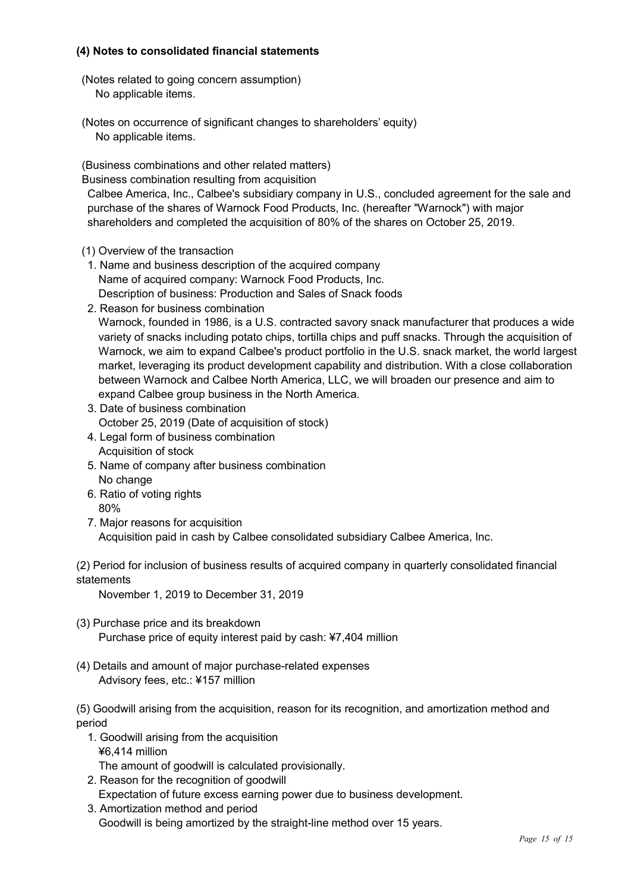### (4) Notes to consolidated financial statements

(Notes related to going concern assumption)
No applicable items.

(Notes on occurrence of significant changes to shareholders' equity)
No applicable items.

(Business combinations and other related matters)
Business combination resulting from acquisition
Calbee America, Inc., Calbee's subsidiary company in U.S., concluded agreement for the sale and purchase of the shares of Warnock Food Products, Inc. (hereafter "Warnock") with major shareholders and completed the acquisition of 80% of the shares on October 25, 2019.

(1) Overview of the transaction

1. Name and business description of the acquired company
   Name of acquired company: Warnock Food Products, Inc.
   Description of business: Production and Sales of Snack foods
2. Reason for business combination
   Warnock, founded in 1986, is a U.S. contracted savory snack manufacturer that produces a wide variety of snacks including potato chips, tortilla chips and puff snacks. Through the acquisition of Warnock, we aim to expand Calbee's product portfolio in the U.S. snack market, the world largest market, leveraging its product development capability and distribution. With a close collaboration between Warnock and Calbee North America, LLC, we will broaden our presence and aim to expand Calbee group business in the North America.
3. Date of business combination
   October 25, 2019 (Date of acquisition of stock)
4. Legal form of business combination
   Acquisition of stock
5. Name of company after business combination
   No change
6. Ratio of voting rights
   80%
7. Major reasons for acquisition
   Acquisition paid in cash by Calbee consolidated subsidiary Calbee America, Inc.

(2) Period for inclusion of business results of acquired company in quarterly consolidated financial statements
November 1, 2019 to December 31, 2019

(3) Purchase price and its breakdown
Purchase price of equity interest paid by cash: ¥7,404 million

(4) Details and amount of major purchase-related expenses
Advisory fees, etc.: ¥157 million

(5) Goodwill arising from the acquisition, reason for its recognition, and amortization method and period

1. Goodwill arising from the acquisition
   ¥6,414 million
   The amount of goodwill is calculated provisionally.
2. Reason for the recognition of goodwill
   Expectation of future excess earning power due to business development.
3. Amortization method and period
   Goodwill is being amortized by the straight-line method over 15 years.